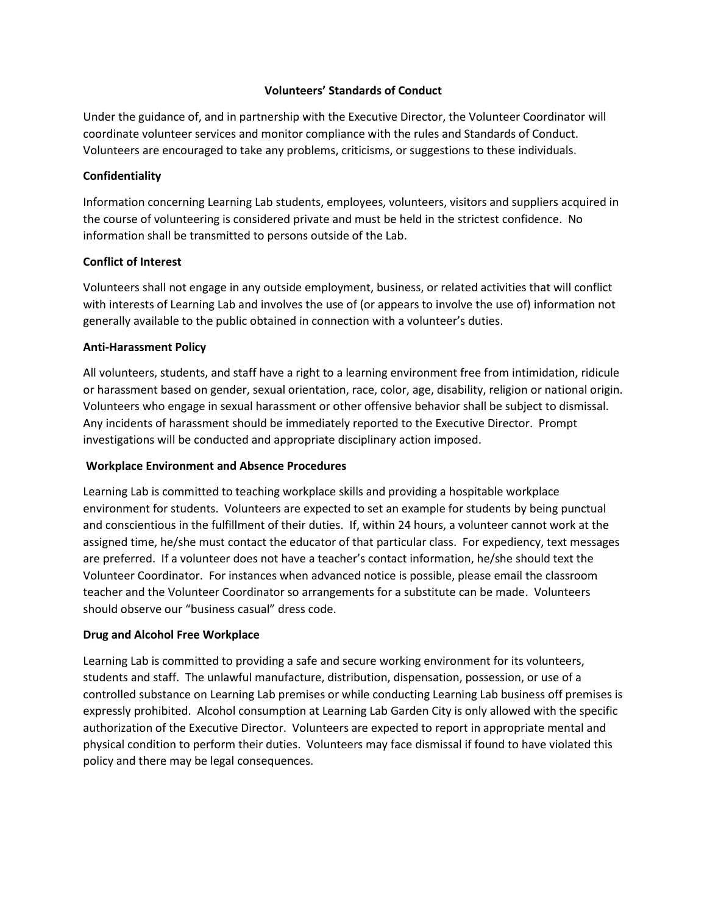# Volunteers' Standards of Conduct

Under the guidance of, and in partnership with the Executive Director, the Volunteer Coordinator will coordinate volunteer services and monitor compliance with the rules and Standards of Conduct. Volunteers are encouraged to take any problems, criticisms, or suggestions to these individuals.

## Confidentiality

Information concerning Learning Lab students, employees, volunteers, visitors and suppliers acquired in the course of volunteering is considered private and must be held in the strictest confidence. No information shall be transmitted to persons outside of the Lab.

## Conflict of Interest

Volunteers shall not engage in any outside employment, business, or related activities that will conflict with interests of Learning Lab and involves the use of (or appears to involve the use of) information not generally available to the public obtained in connection with a volunteer's duties.

## Anti-Harassment Policy

All volunteers, students, and staff have a right to a learning environment free from intimidation, ridicule or harassment based on gender, sexual orientation, race, color, age, disability, religion or national origin. Volunteers who engage in sexual harassment or other offensive behavior shall be subject to dismissal. Any incidents of harassment should be immediately reported to the Executive Director. Prompt investigations will be conducted and appropriate disciplinary action imposed.

## Workplace Environment and Absence Procedures

Learning Lab is committed to teaching workplace skills and providing a hospitable workplace environment for students. Volunteers are expected to set an example for students by being punctual and conscientious in the fulfillment of their duties. If, within 24 hours, a volunteer cannot work at the assigned time, he/she must contact the educator of that particular class. For expediency, text messages are preferred. If a volunteer does not have a teacher's contact information, he/she should text the Volunteer Coordinator. For instances when advanced notice is possible, please email the classroom teacher and the Volunteer Coordinator so arrangements for a substitute can be made. Volunteers should observe our "business casual" dress code.

## Drug and Alcohol Free Workplace

Learning Lab is committed to providing a safe and secure working environment for its volunteers, students and staff. The unlawful manufacture, distribution, dispensation, possession, or use of a controlled substance on Learning Lab premises or while conducting Learning Lab business off premises is expressly prohibited. Alcohol consumption at Learning Lab Garden City is only allowed with the specific authorization of the Executive Director. Volunteers are expected to report in appropriate mental and physical condition to perform their duties. Volunteers may face dismissal if found to have violated this policy and there may be legal consequences.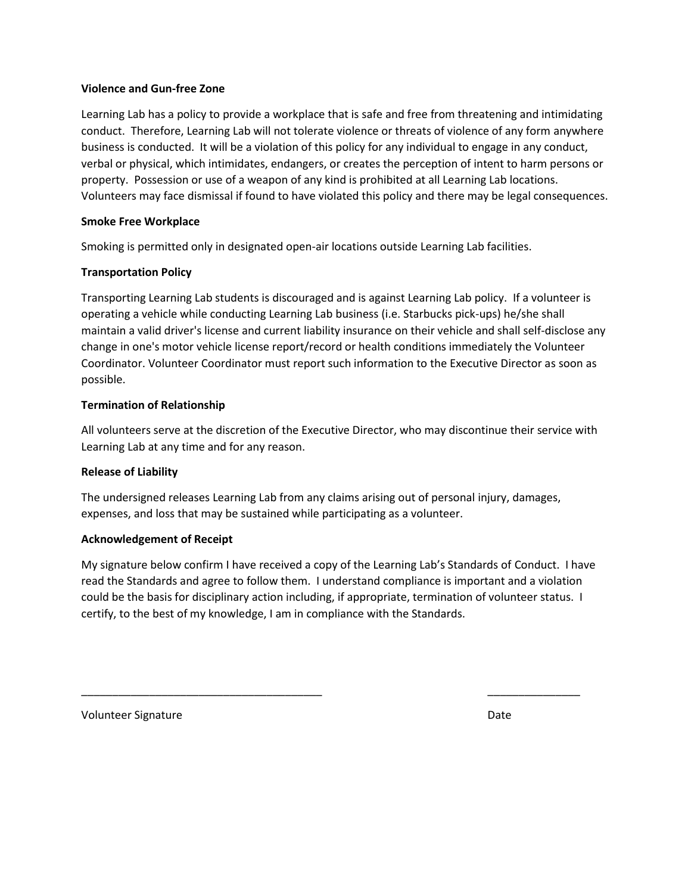**Violence and Gun-free Zone**

Learning Lab has a policy to provide a workplace that is safe and free from threatening and intimidating conduct. Therefore, Learning Lab will not tolerate violence or threats of violence of any form anywhere business is conducted. It will be a violation of this policy for any individual to engage in any conduct, verbal or physical, which intimidates, endangers, or creates the perception of intent to harm persons or property. Possession or use of a weapon of any kind is prohibited at all Learning Lab locations. Volunteers may face dismissal if found to have violated this policy and there may be legal consequences.

**Smoke Free Workplace**

Smoking is permitted only in designated open-air locations outside Learning Lab facilities.

**Transportation Policy**

Transporting Learning Lab students is discouraged and is against Learning Lab policy. If a volunteer is operating a vehicle while conducting Learning Lab business (i.e. Starbucks pick-ups) he/she shall maintain a valid driver's license and current liability insurance on their vehicle and shall self-disclose any change in one's motor vehicle license report/record or health conditions immediately the Volunteer Coordinator. Volunteer Coordinator must report such information to the Executive Director as soon as possible.

**Termination of Relationship**

All volunteers serve at the discretion of the Executive Director, who may discontinue their service with Learning Lab at any time and for any reason.

**Release of Liability**

The undersigned releases Learning Lab from any claims arising out of personal injury, damages, expenses, and loss that may be sustained while participating as a volunteer.

**Acknowledgement of Receipt**

My signature below confirm I have received a copy of the Learning Lab's Standards of Conduct. I have read the Standards and agree to follow them. I understand compliance is important and a violation could be the basis for disciplinary action including, if appropriate, termination of volunteer status. I certify, to the best of my knowledge, I am in compliance with the Standards.

_______________________________________ _______________

Volunteer Signature Date